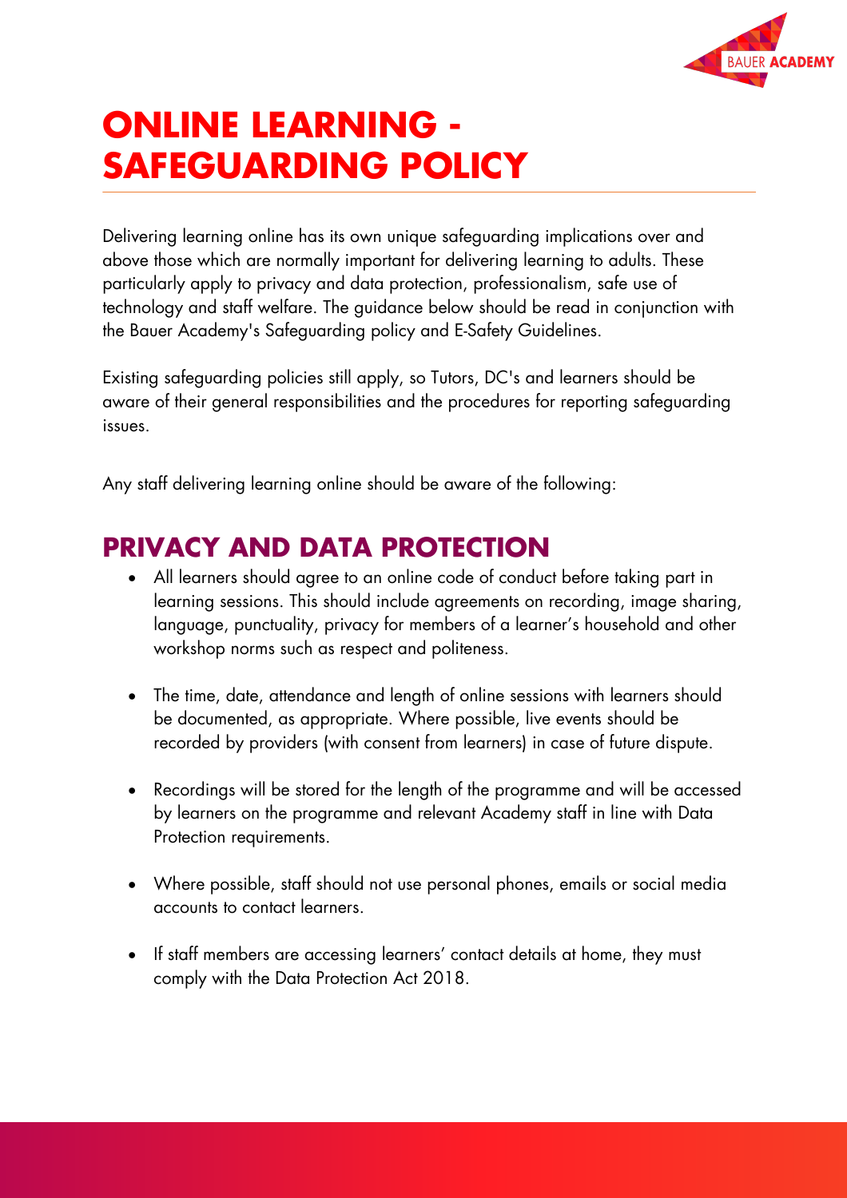# ONLINE LEARNING - SAFEGUARDING POLICY

Delivering learning online has its own unique safeguarding implications over and above those which are normally important for delivering learning to adults. These particularly apply to privacy and data protection, professionalism, safe use of technology and staff welfare. The guidance below should be read in conjunction with the Bauer Academy's Safeguarding policy and E-Safety Guidelines.

Existing safeguarding policies still apply, so Tutors, DC's and learners should be aware of their general responsibilities and the procedures for reporting safeguarding issues.

Any staff delivering learning online should be aware of the following:

## PRIVACY AND DATA PROTECTION

- All learners should agree to an online code of conduct before taking part in learning sessions. This should include agreements on recording, image sharing, language, punctuality, privacy for members of a learner's household and other workshop norms such as respect and politeness.
- The time, date, attendance and length of online sessions with learners should be documented, as appropriate. Where possible, live events should be recorded by providers (with consent from learners) in case of future dispute.
- Recordings will be stored for the length of the programme and will be accessed by learners on the programme and relevant Academy staff in line with Data Protection requirements.
- Where possible, staff should not use personal phones, emails or social media accounts to contact learners.
- If staff members are accessing learners' contact details at home, they must comply with the Data Protection Act 2018.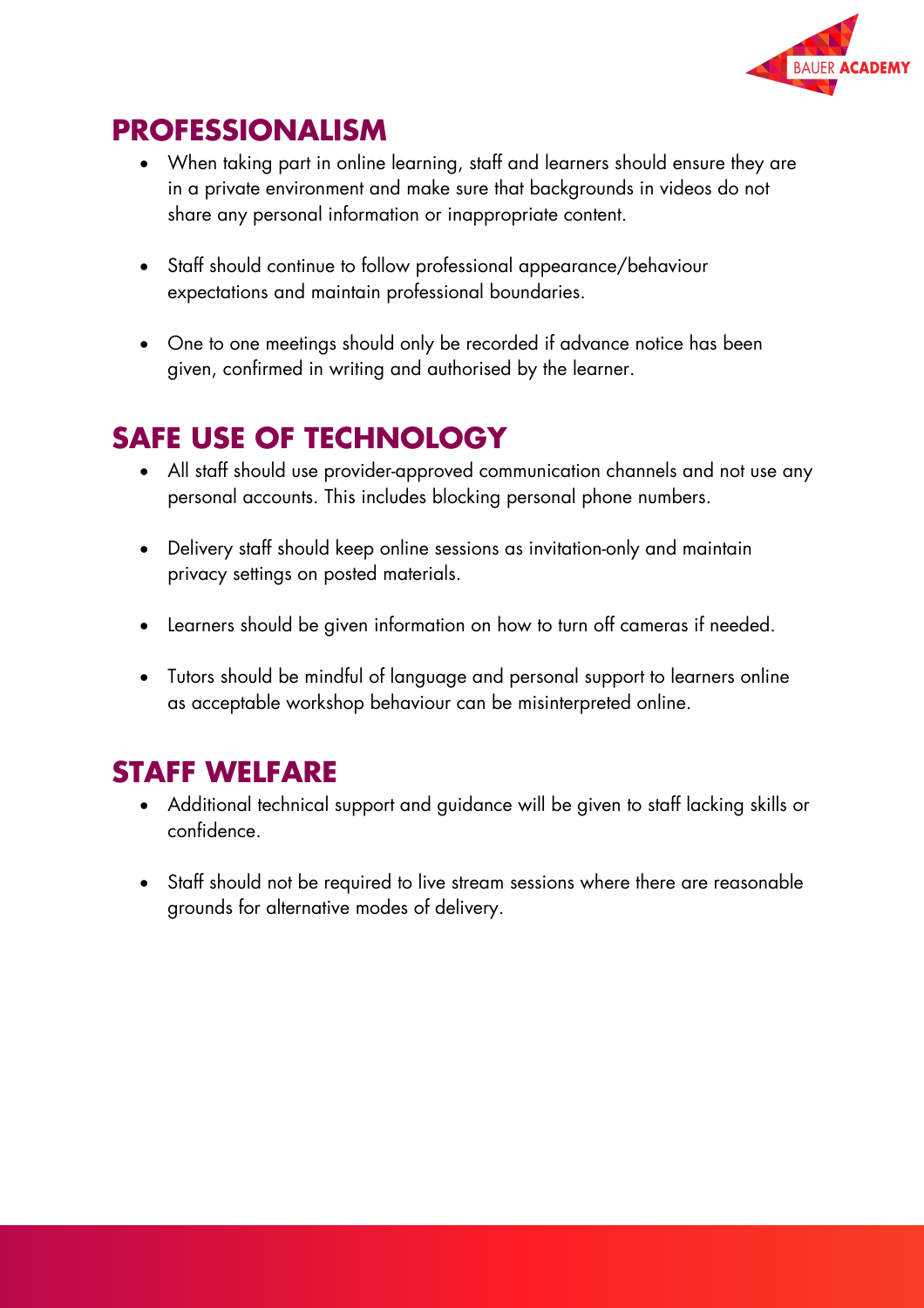## PROFESSIONALISM

- When taking part in online learning, staff and learners should ensure they are in a private environment and make sure that backgrounds in videos do not share any personal information or inappropriate content.
- Staff should continue to follow professional appearance/behaviour expectations and maintain professional boundaries.
- One to one meetings should only be recorded if advance notice has been given, confirmed in writing and authorised by the learner.

## SAFE USE OF TECHNOLOGY

- All staff should use provider-approved communication channels and not use any personal accounts. This includes blocking personal phone numbers.
- Delivery staff should keep online sessions as invitation-only and maintain privacy settings on posted materials.
- Learners should be given information on how to turn off cameras if needed.
- Tutors should be mindful of language and personal support to learners online as acceptable workshop behaviour can be misinterpreted online.

## STAFF WELFARE

- Additional technical support and guidance will be given to staff lacking skills or confidence.
- Staff should not be required to live stream sessions where there are reasonable grounds for alternative modes of delivery.